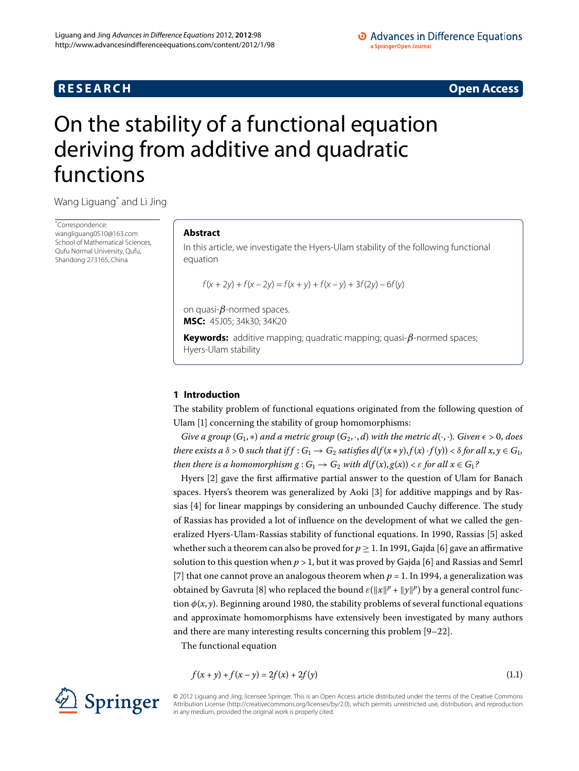RESEARCH **Open Access**

# On the stability of a functional equation deriving from additive and quadratic functions

Wang Liguang* and Li Jing

*Correspondence: wangliguang0510@163.com
School of Mathematical Sciences, Qufu Normal University, Qufu, Shandong 273165, China

## Abstract

In this article, we investigate the Hyers-Ulam stability of the following functional equation

$$f(x+2y)+f(x-2y)=f(x+y)+f(x-y)+3f(2y)-6f(y)$$

on quasi-$\beta$-normed spaces.

**MSC:** 45J05; 34k30; 34K20

**Keywords:** additive mapping; quadratic mapping; quasi-$\beta$-normed spaces; Hyers-Ulam stability

## 1 Introduction

The stability problem of functional equations originated from the following question of Ulam [1] concerning the stability of group homomorphisms:

*Give a group $(G_1,*)$ and a metric group $(G_2,\cdot,d)$ with the metric $d(\cdot,\cdot)$. Given $\epsilon>0$, does there exists a $\delta>0$ such that if $f:G_1\to G_2$ satisfies $d(f(x*y),f(x)\cdot f(y))<\delta$ for all $x,y\in G_1$, then there is a homomorphism $g:G_1\to G_2$ with $d(f(x),g(x))<\varepsilon$ for all $x\in G_1$?*

Hyers [2] gave the first affirmative partial answer to the question of Ulam for Banach spaces. Hyers's theorem was generalized by Aoki [3] for additive mappings and by Rassias [4] for linear mappings by considering an unbounded Cauchy difference. The study of Rassias has provided a lot of influence on the development of what we called the generalized Hyers-Ulam-Rassias stability of functional equations. In 1990, Rassias [5] asked whether such a theorem can also be proved for $p\ge 1$. In 1991, Gajda [6] gave an affirmative solution to this question when $p>1$, but it was proved by Gajda [6] and Rassias and Semrl [7] that one cannot prove an analogous theorem when $p=1$. In 1994, a generalization was obtained by Gavruta [8] who replaced the bound $\varepsilon(\|x\|^p+\|y\|^p)$ by a general control function $\phi(x,y)$. Beginning around 1980, the stability problems of several functional equations and approximate homomorphisms have extensively been investigated by many authors and there are many interesting results concerning this problem [9–22].

The functional equation

$$f(x+y)+f(x-y)=2f(x)+2f(y) \tag{1.1}$$

© 2012 Liguang and Jing; licensee Springer. This is an Open Access article distributed under the terms of the Creative Commons Attribution License (http://creativecommons.org/licenses/by/2.0), which permits unrestricted use, distribution, and reproduction in any medium, provided the original work is properly cited.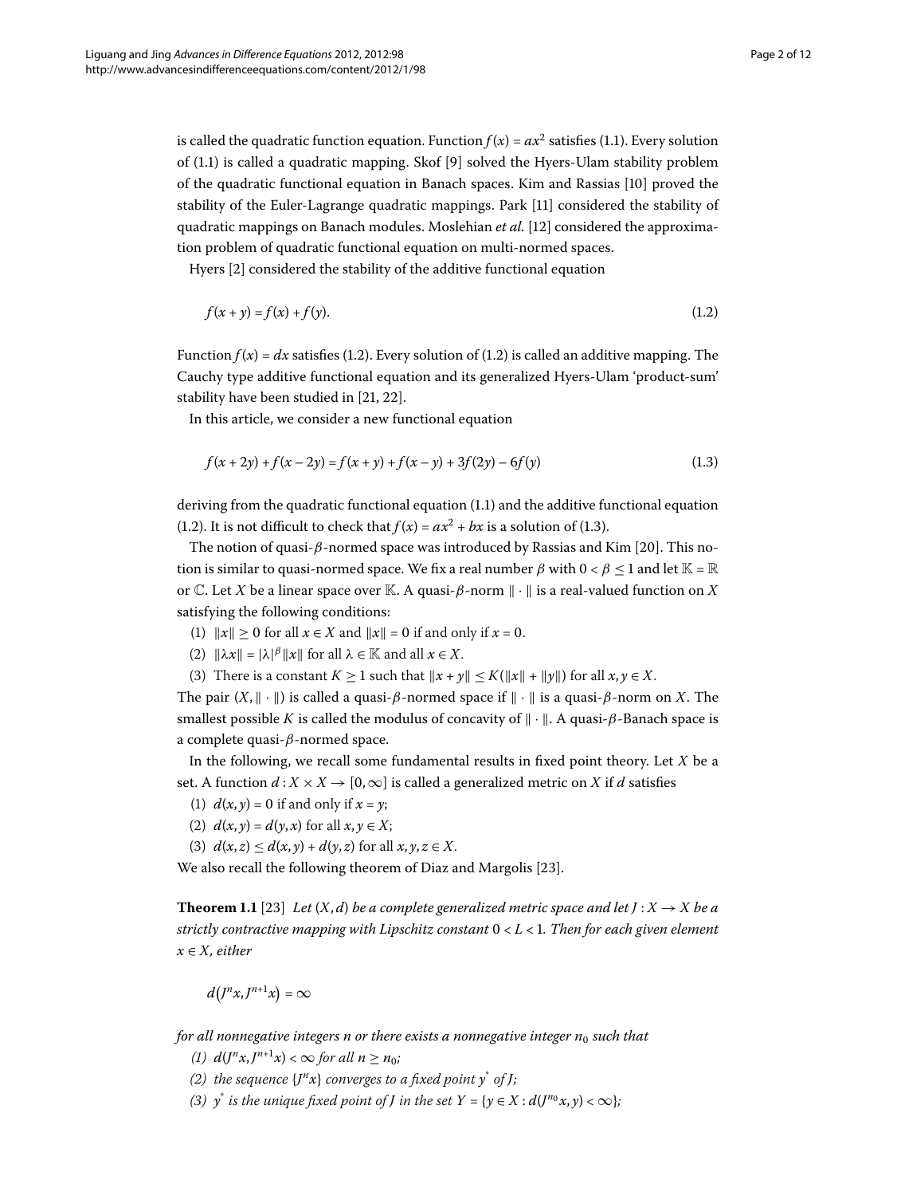is called the quadratic function equation. Function $f(x) = ax^2$ satisfies (1.1). Every solution of (1.1) is called a quadratic mapping. Skof [9] solved the Hyers-Ulam stability problem of the quadratic functional equation in Banach spaces. Kim and Rassias [10] proved the stability of the Euler-Lagrange quadratic mappings. Park [11] considered the stability of quadratic mappings on Banach modules. Moslehian *et al.* [12] considered the approximation problem of quadratic functional equation on multi-normed spaces.

Hyers [2] considered the stability of the additive functional equation

$$f(x + y) = f(x) + f(y). \tag{1.2}$$

Function $f(x) = dx$ satisfies (1.2). Every solution of (1.2) is called an additive mapping. The Cauchy type additive functional equation and its generalized Hyers-Ulam 'product-sum' stability have been studied in [21, 22].

In this article, we consider a new functional equation

$$f(x + 2y) + f(x - 2y) = f(x + y) + f(x - y) + 3f(2y) - 6f(y) \tag{1.3}$$

deriving from the quadratic functional equation (1.1) and the additive functional equation (1.2). It is not difficult to check that $f(x) = ax^2 + bx$ is a solution of (1.3).

The notion of quasi-$\beta$-normed space was introduced by Rassias and Kim [20]. This notion is similar to quasi-normed space. We fix a real number $\beta$ with $0 < \beta \leq 1$ and let $\mathbb{K} = \mathbb{R}$ or $\mathbb{C}$. Let $X$ be a linear space over $\mathbb{K}$. A quasi-$\beta$-norm $\|\cdot\|$ is a real-valued function on $X$ satisfying the following conditions:

(1) $\|x\| \geq 0$ for all $x \in X$ and $\|x\| = 0$ if and only if $x = 0$.
(2) $\|\lambda x\| = |\lambda|^\beta \|x\|$ for all $\lambda \in \mathbb{K}$ and all $x \in X$.
(3) There is a constant $K \geq 1$ such that $\|x + y\| \leq K(\|x\| + \|y\|)$ for all $x, y \in X$.

The pair $(X, \|\cdot\|)$ is called a quasi-$\beta$-normed space if $\|\cdot\|$ is a quasi-$\beta$-norm on $X$. The smallest possible $K$ is called the modulus of concavity of $\|\cdot\|$. A quasi-$\beta$-Banach space is a complete quasi-$\beta$-normed space.

In the following, we recall some fundamental results in fixed point theory. Let $X$ be a set. A function $d : X \times X \to [0, \infty]$ is called a generalized metric on $X$ if $d$ satisfies

(1) $d(x, y) = 0$ if and only if $x = y$;
(2) $d(x, y) = d(y, x)$ for all $x, y \in X$;
(3) $d(x, z) \leq d(x, y) + d(y, z)$ for all $x, y, z \in X$.

We also recall the following theorem of Diaz and Margolis [23].

**Theorem 1.1** [23] *Let $(X, d)$ be a complete generalized metric space and let $J : X \to X$ be a strictly contractive mapping with Lipschitz constant $0 < L < 1$. Then for each given element $x \in X$, either*

$$d\left(J^n x, J^{n+1} x\right) = \infty$$

*for all nonnegative integers $n$ or there exists a nonnegative integer $n_0$ such that*

*(1) $d(J^n x, J^{n+1} x) < \infty$ for all $n \geq n_0$;*
*(2) the sequence $\{J^n x\}$ converges to a fixed point $y^*$ of $J$;*
*(3) $y^*$ is the unique fixed point of $J$ in the set $Y = \{y \in X : d(J^{n_0} x, y) < \infty\}$;*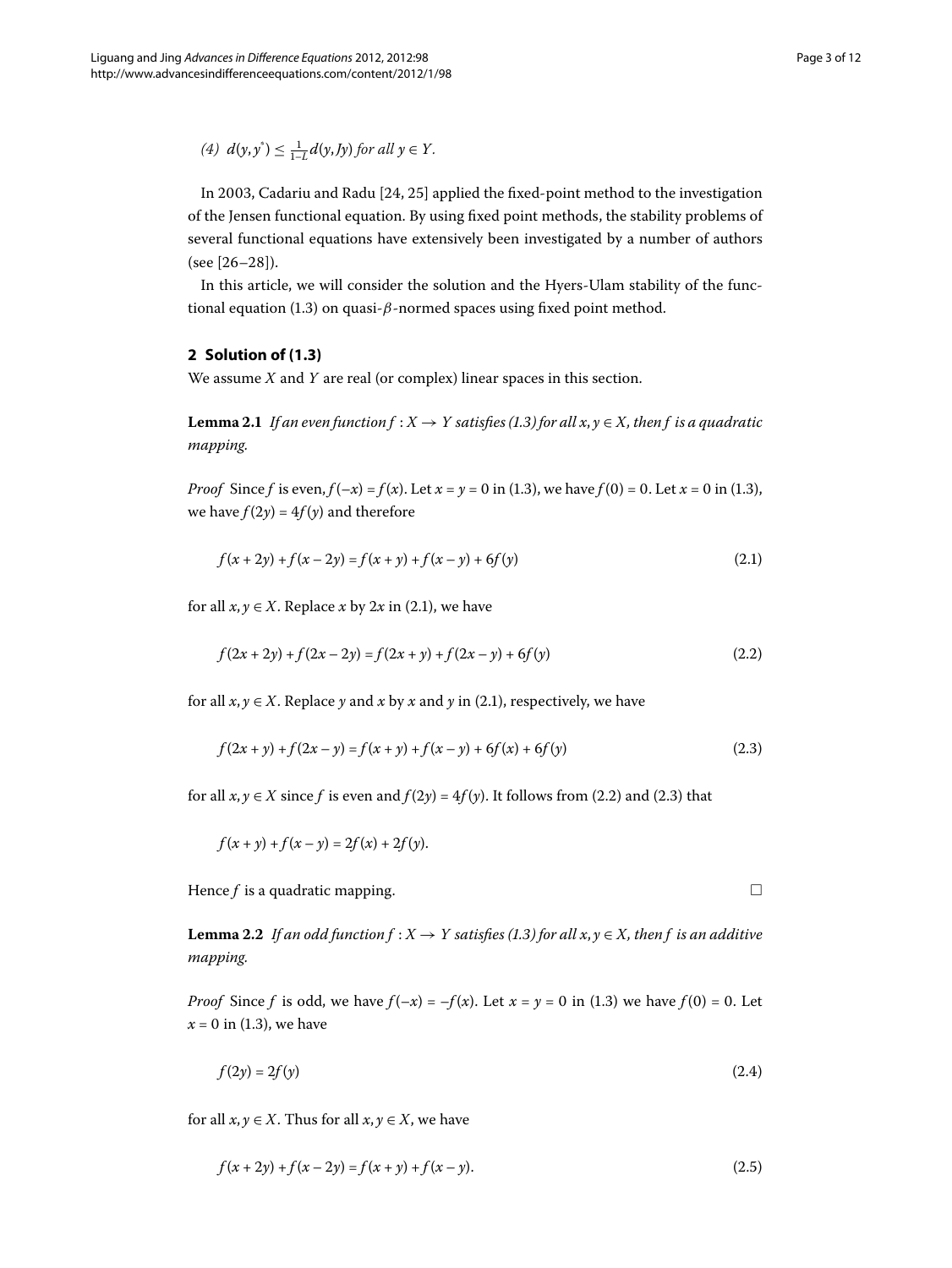(4) $d(y, y^*) \leq \frac{1}{1-L} d(y, Jy)$ *for all* $y \in Y$.

In 2003, Cadariu and Radu [24, 25] applied the fixed-point method to the investigation of the Jensen functional equation. By using fixed point methods, the stability problems of several functional equations have extensively been investigated by a number of authors (see [26–28]).

In this article, we will consider the solution and the Hyers-Ulam stability of the functional equation (1.3) on quasi-$\beta$-normed spaces using fixed point method.

## 2 Solution of (1.3)

We assume $X$ and $Y$ are real (or complex) linear spaces in this section.

**Lemma 2.1** *If an even function* $f : X \to Y$ *satisfies (1.3) for all* $x, y \in X$, *then* $f$ *is a quadratic mapping.*

*Proof* Since $f$ is even, $f(-x) = f(x)$. Let $x = y = 0$ in (1.3), we have $f(0) = 0$. Let $x = 0$ in (1.3), we have $f(2y) = 4f(y)$ and therefore

$$f(x + 2y) + f(x - 2y) = f(x + y) + f(x - y) + 6f(y) \tag{2.1}$$

for all $x, y \in X$. Replace $x$ by $2x$ in (2.1), we have

$$f(2x + 2y) + f(2x - 2y) = f(2x + y) + f(2x - y) + 6f(y) \tag{2.2}$$

for all $x, y \in X$. Replace $y$ and $x$ by $x$ and $y$ in (2.1), respectively, we have

$$f(2x + y) + f(2x - y) = f(x + y) + f(x - y) + 6f(x) + 6f(y) \tag{2.3}$$

for all $x, y \in X$ since $f$ is even and $f(2y) = 4f(y)$. It follows from (2.2) and (2.3) that

$$f(x + y) + f(x - y) = 2f(x) + 2f(y).$$

Hence $f$ is a quadratic mapping. □

**Lemma 2.2** *If an odd function* $f : X \to Y$ *satisfies (1.3) for all* $x, y \in X$, *then* $f$ *is an additive mapping.*

*Proof* Since $f$ is odd, we have $f(-x) = -f(x)$. Let $x = y = 0$ in (1.3) we have $f(0) = 0$. Let $x = 0$ in (1.3), we have

$$f(2y) = 2f(y) \tag{2.4}$$

for all $x, y \in X$. Thus for all $x, y \in X$, we have

$$f(x + 2y) + f(x - 2y) = f(x + y) + f(x - y). \tag{2.5}$$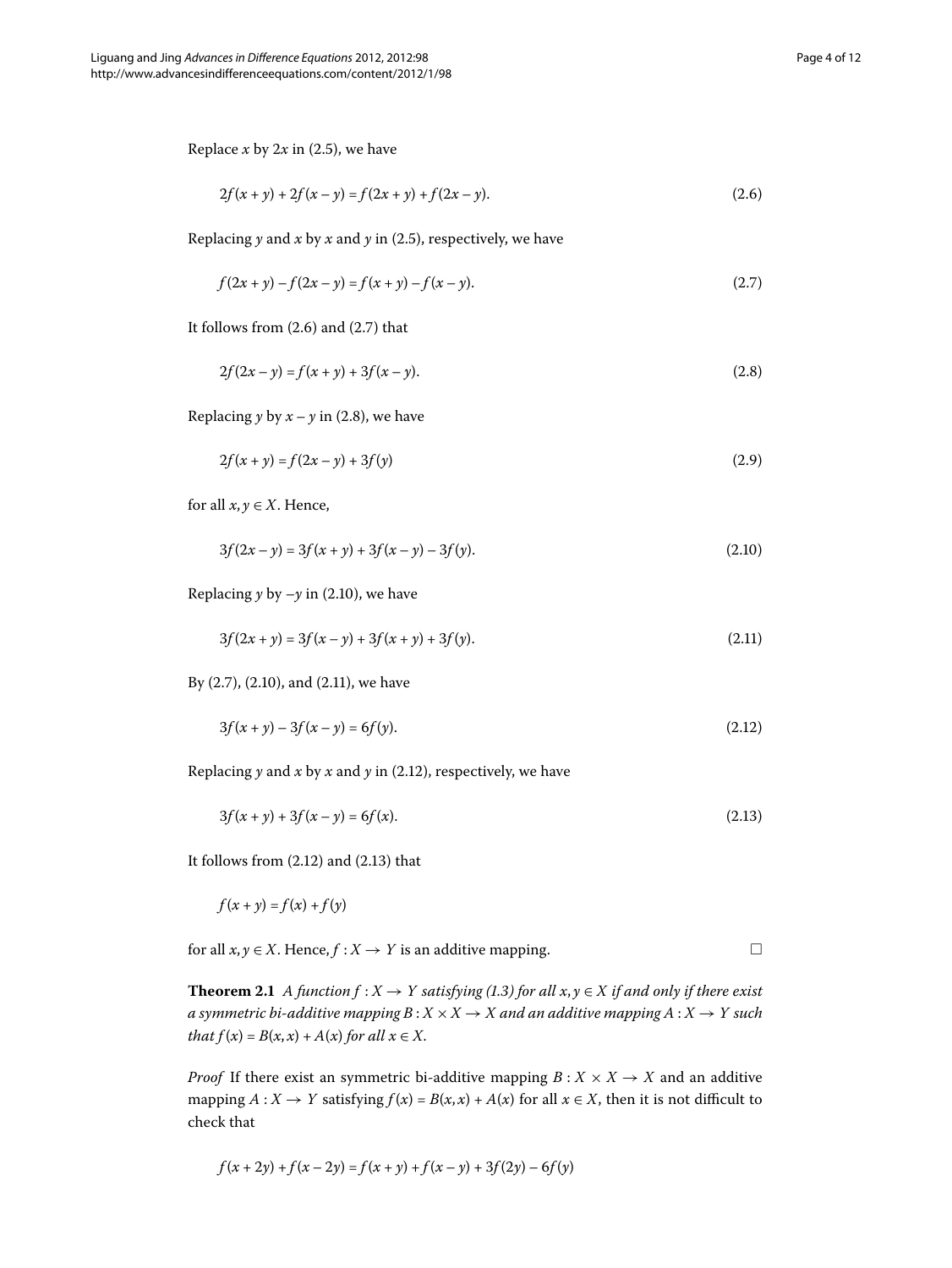Replace $x$ by $2x$ in (2.5), we have

$$2f(x+y) + 2f(x-y) = f(2x+y) + f(2x-y). \tag{2.6}$$

Replacing $y$ and $x$ by $x$ and $y$ in (2.5), respectively, we have

$$f(2x+y) - f(2x-y) = f(x+y) - f(x-y). \tag{2.7}$$

It follows from (2.6) and (2.7) that

$$2f(2x-y) = f(x+y) + 3f(x-y). \tag{2.8}$$

Replacing $y$ by $x-y$ in (2.8), we have

$$2f(x+y) = f(2x-y) + 3f(y) \tag{2.9}$$

for all $x, y \in X$. Hence,

$$3f(2x-y) = 3f(x+y) + 3f(x-y) - 3f(y). \tag{2.10}$$

Replacing $y$ by $-y$ in (2.10), we have

$$3f(2x+y) = 3f(x-y) + 3f(x+y) + 3f(y). \tag{2.11}$$

By (2.7), (2.10), and (2.11), we have

$$3f(x+y) - 3f(x-y) = 6f(y). \tag{2.12}$$

Replacing $y$ and $x$ by $x$ and $y$ in (2.12), respectively, we have

$$3f(x+y) + 3f(x-y) = 6f(x). \tag{2.13}$$

It follows from (2.12) and (2.13) that

$$f(x+y) = f(x) + f(y)$$

for all $x, y \in X$. Hence, $f : X \to Y$ is an additive mapping. □

**Theorem 2.1** *A function $f : X \to Y$ satisfying (1.3) for all $x, y \in X$ if and only if there exist a symmetric bi-additive mapping $B : X \times X \to X$ and an additive mapping $A : X \to Y$ such that $f(x) = B(x, x) + A(x)$ for all $x \in X$.*

*Proof* If there exist an symmetric bi-additive mapping $B : X \times X \to X$ and an additive mapping $A : X \to Y$ satisfying $f(x) = B(x, x) + A(x)$ for all $x \in X$, then it is not difficult to check that

$$f(x+2y) + f(x-2y) = f(x+y) + f(x-y) + 3f(2y) - 6f(y)$$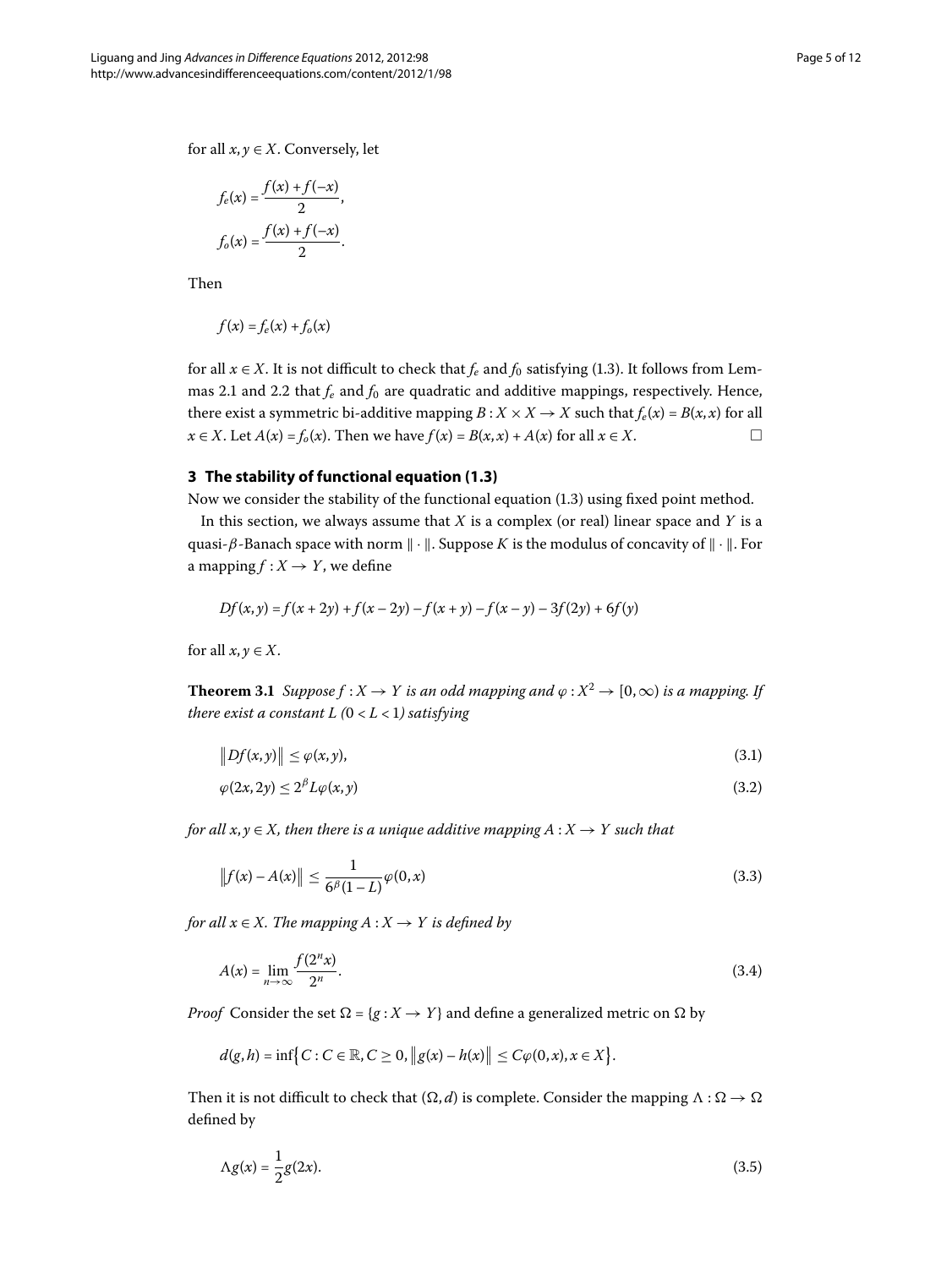for all $x, y \in X$. Conversely, let

$$f_e(x) = \frac{f(x) + f(-x)}{2},$$
$$f_o(x) = \frac{f(x) + f(-x)}{2}.$$

Then

$$f(x) = f_e(x) + f_o(x)$$

for all $x \in X$. It is not difficult to check that $f_e$ and $f_0$ satisfying (1.3). It follows from Lemmas 2.1 and 2.2 that $f_e$ and $f_0$ are quadratic and additive mappings, respectively. Hence, there exist a symmetric bi-additive mapping $B : X \times X \to X$ such that $f_e(x) = B(x, x)$ for all $x \in X$. Let $A(x) = f_o(x)$. Then we have $f(x) = B(x, x) + A(x)$ for all $x \in X$. □

## 3 The stability of functional equation (1.3)

Now we consider the stability of the functional equation (1.3) using fixed point method.

In this section, we always assume that $X$ is a complex (or real) linear space and $Y$ is a quasi-$\beta$-Banach space with norm $\|\cdot\|$. Suppose $K$ is the modulus of concavity of $\|\cdot\|$. For a mapping $f : X \to Y$, we define

$$Df(x, y) = f(x + 2y) + f(x - 2y) - f(x + y) - f(x - y) - 3f(2y) + 6f(y)$$

for all $x, y \in X$.

**Theorem 3.1** *Suppose $f : X \to Y$ is an odd mapping and $\varphi : X^2 \to [0, \infty)$ is a mapping. If there exist a constant $L$ $(0 < L < 1)$ satisfying*

$$\|Df(x, y)\| \le \varphi(x, y), \tag{3.1}$$

$$\varphi(2x, 2y) \le 2^\beta L \varphi(x, y) \tag{3.2}$$

*for all $x, y \in X$, then there is a unique additive mapping $A : X \to Y$ such that*

$$\|f(x) - A(x)\| \le \frac{1}{6^\beta(1 - L)} \varphi(0, x) \tag{3.3}$$

*for all $x \in X$. The mapping $A : X \to Y$ is defined by*

$$A(x) = \lim_{n\to\infty} \frac{f(2^n x)}{2^n}. \tag{3.4}$$

*Proof* Consider the set $\Omega = \{g : X \to Y\}$ and define a generalized metric on $\Omega$ by

$$d(g, h) = \inf\{C : C \in \mathbb{R}, C \ge 0, \|g(x) - h(x)\| \le C\varphi(0, x), x \in X\}.$$

Then it is not difficult to check that $(\Omega, d)$ is complete. Consider the mapping $\Lambda : \Omega \to \Omega$ defined by

$$\Lambda g(x) = \frac{1}{2} g(2x). \tag{3.5}$$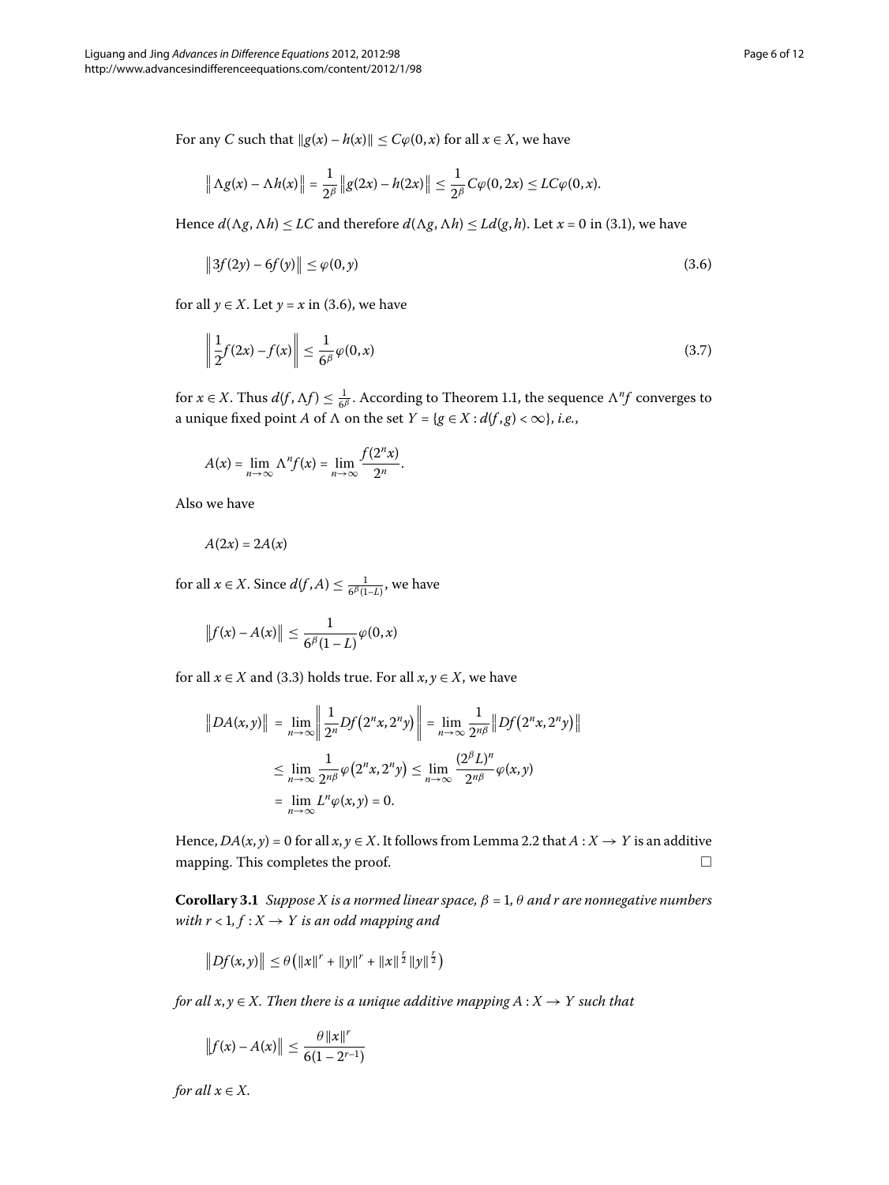For any $C$ such that $\|g(x) - h(x)\| \leq C\varphi(0,x)$ for all $x \in X$, we have

$$\left\| \Lambda g(x) - \Lambda h(x) \right\| = \frac{1}{2^\beta} \left\| g(2x) - h(2x) \right\| \leq \frac{1}{2^\beta} C\varphi(0,2x) \leq LC\varphi(0,x).$$

Hence $d(\Lambda g, \Lambda h) \leq LC$ and therefore $d(\Lambda g, \Lambda h) \leq Ld(g,h)$. Let $x = 0$ in (3.1), we have

$$\left\| 3f(2y) - 6f(y) \right\| \leq \varphi(0,y) \tag{3.6}$$

for all $y \in X$. Let $y = x$ in (3.6), we have

$$\left\| \frac{1}{2} f(2x) - f(x) \right\| \leq \frac{1}{6^\beta} \varphi(0,x) \tag{3.7}$$

for $x \in X$. Thus $d(f, \Lambda f) \leq \frac{1}{6^\beta}$. According to Theorem 1.1, the sequence $\Lambda^n f$ converges to a unique fixed point $A$ of $\Lambda$ on the set $Y = \{g \in X : d(f,g) < \infty\}$, *i.e.*,

$$A(x) = \lim_{n\to\infty} \Lambda^n f(x) = \lim_{n\to\infty} \frac{f(2^n x)}{2^n}.$$

Also we have

$$A(2x) = 2A(x)$$

for all $x \in X$. Since $d(f,A) \leq \frac{1}{6^\beta(1-L)}$, we have

$$\left\| f(x) - A(x) \right\| \leq \frac{1}{6^\beta(1-L)} \varphi(0,x)$$

for all $x \in X$ and (3.3) holds true. For all $x, y \in X$, we have

$$\begin{aligned}
\left\| DA(x,y) \right\| &= \lim_{n\to\infty} \left\| \frac{1}{2^n} Df\left(2^n x, 2^n y\right) \right\| = \lim_{n\to\infty} \frac{1}{2^{n\beta}} \left\| Df\left(2^n x, 2^n y\right) \right\| \\
&\leq \lim_{n\to\infty} \frac{1}{2^{n\beta}} \varphi\left(2^n x, 2^n y\right) \leq \lim_{n\to\infty} \frac{(2^\beta L)^n}{2^{n\beta}} \varphi(x,y) \\
&= \lim_{n\to\infty} L^n \varphi(x,y) = 0.
\end{aligned}$$

Hence, $DA(x,y) = 0$ for all $x, y \in X$. It follows from Lemma 2.2 that $A : X \to Y$ is an additive mapping. This completes the proof. □

**Corollary 3.1** *Suppose $X$ is a normed linear space, $\beta = 1$, $\theta$ and $r$ are nonnegative numbers with $r < 1$, $f : X \to Y$ is an odd mapping and*

$$\left\| Df(x,y) \right\| \leq \theta \left( \|x\|^r + \|y\|^r + \|x\|^{\frac{r}{2}} \|y\|^{\frac{r}{2}} \right)$$

*for all $x, y \in X$. Then there is a unique additive mapping $A : X \to Y$ such that*

$$\left\| f(x) - A(x) \right\| \leq \frac{\theta \|x\|^r}{6(1 - 2^{r-1})}$$

*for all $x \in X$.*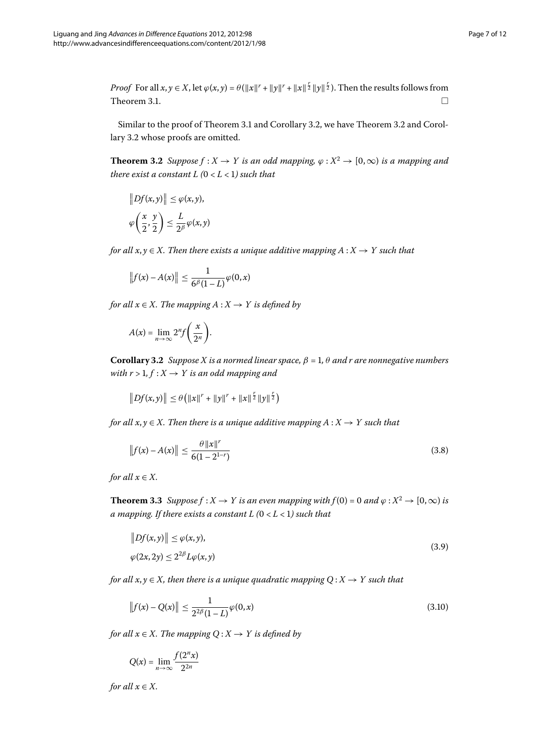*Proof* For all $x, y \in X$, let $\varphi(x,y) = \theta(\|x\|^r + \|y\|^r + \|x\|^{\frac{r}{2}}\|y\|^{\frac{r}{2}})$. Then the results follows from Theorem 3.1. □

Similar to the proof of Theorem 3.1 and Corollary 3.2, we have Theorem 3.2 and Corollary 3.2 whose proofs are omitted.

**Theorem 3.2** *Suppose $f : X \to Y$ is an odd mapping, $\varphi : X^2 \to [0,\infty)$ is a mapping and there exist a constant $L$ ($0 < L < 1$) such that*

$$\begin{aligned}
&\|Df(x,y)\| \le \varphi(x,y),\\
&\varphi\left(\frac{x}{2}, \frac{y}{2}\right) \le \frac{L}{2^\beta}\varphi(x,y)
\end{aligned}$$

*for all $x, y \in X$. Then there exists a unique additive mapping $A : X \to Y$ such that*

$$\|f(x) - A(x)\| \le \frac{1}{6^\beta(1-L)}\varphi(0,x)$$

*for all $x \in X$. The mapping $A : X \to Y$ is defined by*

$$A(x) = \lim_{n\to\infty} 2^n f\left(\frac{x}{2^n}\right).$$

**Corollary 3.2** *Suppose $X$ is a normed linear space, $\beta = 1$, $\theta$ and $r$ are nonnegative numbers with $r > 1$, $f : X \to Y$ is an odd mapping and*

$$\|Df(x,y)\| \le \theta\left(\|x\|^r + \|y\|^r + \|x\|^{\frac{r}{2}}\|y\|^{\frac{r}{2}}\right)$$

*for all $x, y \in X$. Then there is a unique additive mapping $A : X \to Y$ such that*

$$\|f(x) - A(x)\| \le \frac{\theta\|x\|^r}{6(1-2^{1-r})} \tag{3.8}$$

*for all $x \in X$.*

**Theorem 3.3** *Suppose $f : X \to Y$ is an even mapping with $f(0) = 0$ and $\varphi : X^2 \to [0,\infty)$ is a mapping. If there exists a constant $L$ ($0 < L < 1$) such that*

$$\begin{aligned}
&\|Df(x,y)\| \le \varphi(x,y),\\
&\varphi(2x,2y) \le 2^{2\beta}L\varphi(x,y)
\end{aligned} \tag{3.9}$$

*for all $x, y \in X$, then there is a unique quadratic mapping $Q : X \to Y$ such that*

$$\|f(x) - Q(x)\| \le \frac{1}{2^{2\beta}(1-L)}\varphi(0,x) \tag{3.10}$$

*for all $x \in X$. The mapping $Q : X \to Y$ is defined by*

$$Q(x) = \lim_{n\to\infty} \frac{f(2^n x)}{2^{2n}}$$

*for all $x \in X$.*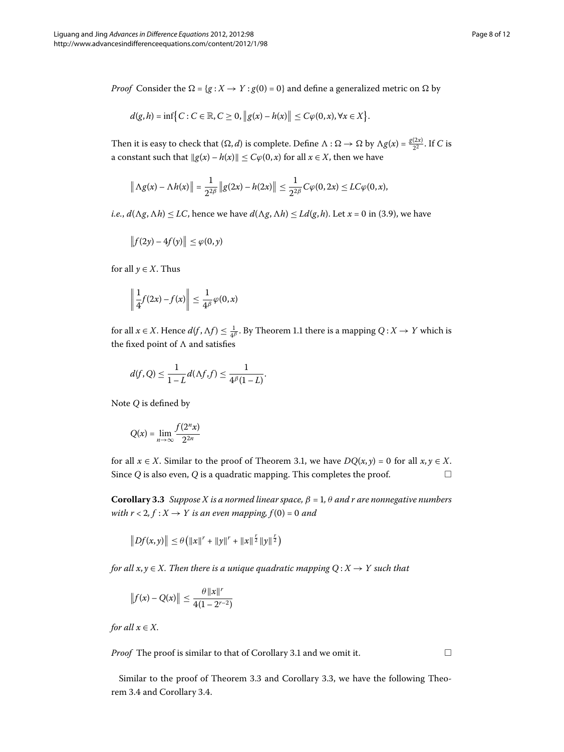*Proof* Consider the $\Omega = \{g : X \to Y : g(0) = 0\}$ and define a generalized metric on $\Omega$ by

$$d(g,h) = \inf\{C : C \in \mathbb{R}, C \geq 0, \|g(x) - h(x)\| \leq C\varphi(0,x), \forall x \in X\}.$$

Then it is easy to check that $(\Omega, d)$ is complete. Define $\Lambda : \Omega \to \Omega$ by $\Lambda g(x) = \frac{g(2x)}{2^2}$. If $C$ is a constant such that $\|g(x) - h(x)\| \leq C\varphi(0,x)$ for all $x \in X$, then we have

$$\|\Lambda g(x) - \Lambda h(x)\| = \frac{1}{2^{2\beta}}\|g(2x) - h(2x)\| \leq \frac{1}{2^{2\beta}} C\varphi(0,2x) \leq LC\varphi(0,x),$$

*i.e.*, $d(\Lambda g, \Lambda h) \leq LC$, hence we have $d(\Lambda g, \Lambda h) \leq Ld(g,h)$. Let $x = 0$ in (3.9), we have

$$\|f(2y) - 4f(y)\| \leq \varphi(0,y)$$

for all $y \in X$. Thus

$$\left\|\frac{1}{4}f(2x) - f(x)\right\| \leq \frac{1}{4^\beta}\varphi(0,x)$$

for all $x \in X$. Hence $d(f, \Lambda f) \leq \frac{1}{4^\beta}$. By Theorem 1.1 there is a mapping $Q : X \to Y$ which is the fixed point of $\Lambda$ and satisfies

$$d(f,Q) \leq \frac{1}{1-L} d(\Lambda f, f) \leq \frac{1}{4^\beta(1-L)}.$$

Note $Q$ is defined by

$$Q(x) = \lim_{n\to\infty} \frac{f(2^n x)}{2^{2n}}$$

for all $x \in X$. Similar to the proof of Theorem 3.1, we have $DQ(x,y) = 0$ for all $x, y \in X$. Since $Q$ is also even, $Q$ is a quadratic mapping. This completes the proof. □

**Corollary 3.3** *Suppose $X$ is a normed linear space, $\beta = 1$, $\theta$ and $r$ are nonnegative numbers with $r < 2$, $f : X \to Y$ is an even mapping, $f(0) = 0$ and*

$$\|Df(x,y)\| \leq \theta\left(\|x\|^r + \|y\|^r + \|x\|^{\frac{r}{2}}\|y\|^{\frac{r}{2}}\right)$$

*for all $x, y \in X$. Then there is a unique quadratic mapping $Q : X \to Y$ such that*

$$\|f(x) - Q(x)\| \leq \frac{\theta\|x\|^r}{4(1 - 2^{r-2})}$$

*for all $x \in X$.*

*Proof* The proof is similar to that of Corollary 3.1 and we omit it. □

Similar to the proof of Theorem 3.3 and Corollary 3.3, we have the following Theorem 3.4 and Corollary 3.4.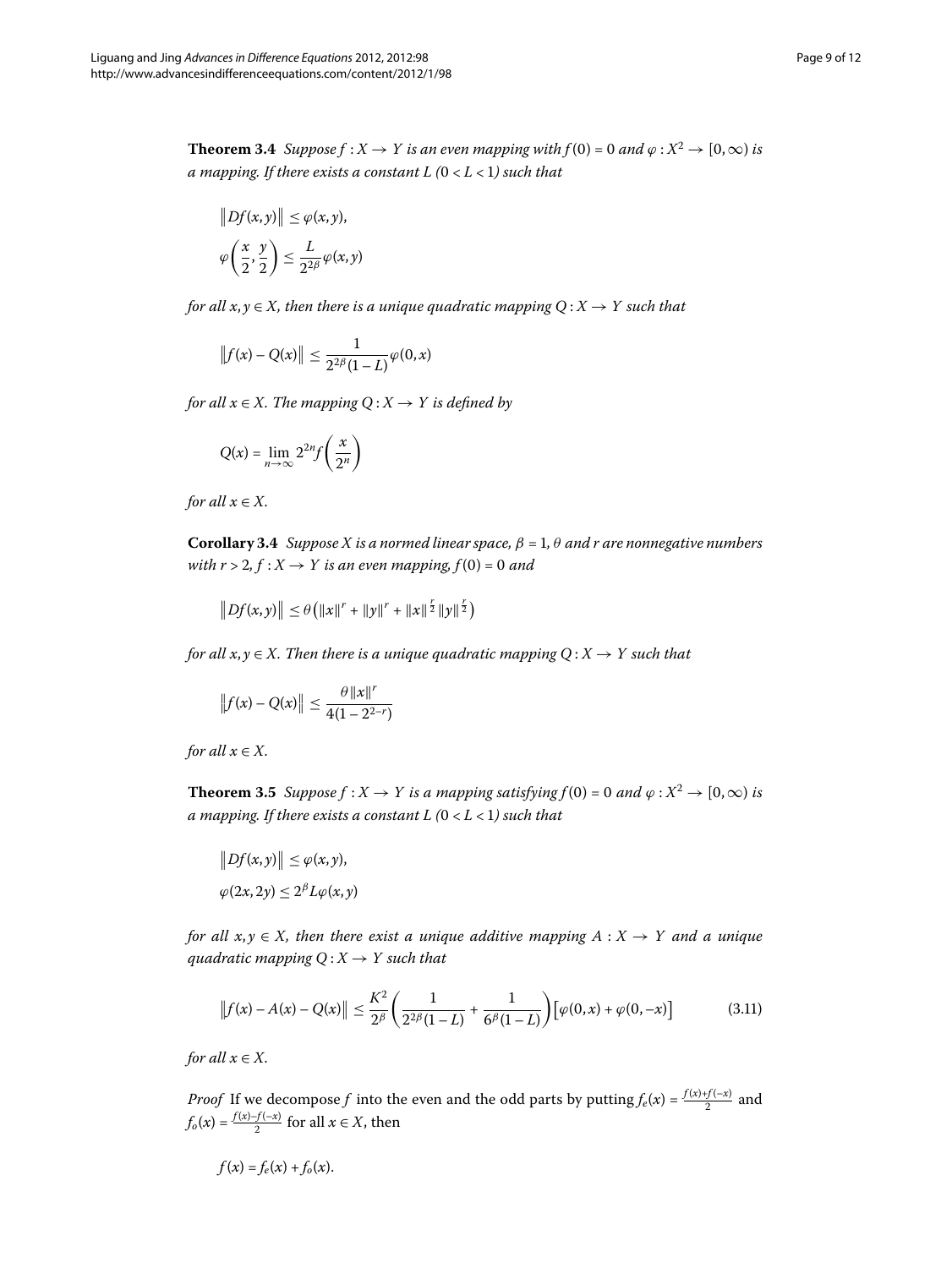**Theorem 3.4** *Suppose $f : X \to Y$ is an even mapping with $f(0) = 0$ and $\varphi : X^2 \to [0, \infty)$ is a mapping. If there exists a constant $L$ $(0 < L < 1)$ such that*

$$\|Df(x,y)\| \le \varphi(x,y),$$
$$\varphi\left(\frac{x}{2}, \frac{y}{2}\right) \le \frac{L}{2^{2\beta}}\varphi(x,y)$$

*for all $x, y \in X$, then there is a unique quadratic mapping $Q : X \to Y$ such that*

$$\|f(x) - Q(x)\| \le \frac{1}{2^{2\beta}(1-L)}\varphi(0,x)$$

*for all $x \in X$. The mapping $Q : X \to Y$ is defined by*

$$Q(x) = \lim_{n\to\infty} 2^{2n} f\left(\frac{x}{2^n}\right)$$

*for all $x \in X$.*

**Corollary 3.4** *Suppose $X$ is a normed linear space, $\beta = 1$, $\theta$ and $r$ are nonnegative numbers with $r > 2$, $f : X \to Y$ is an even mapping, $f(0) = 0$ and*

$$\|Df(x,y)\| \le \theta\left(\|x\|^r + \|y\|^r + \|x\|^{\frac{r}{2}}\|y\|^{\frac{r}{2}}\right)$$

*for all $x, y \in X$. Then there is a unique quadratic mapping $Q : X \to Y$ such that*

$$\|f(x) - Q(x)\| \le \frac{\theta\|x\|^r}{4(1-2^{2-r})}$$

*for all $x \in X$.*

**Theorem 3.5** *Suppose $f : X \to Y$ is a mapping satisfying $f(0) = 0$ and $\varphi : X^2 \to [0, \infty)$ is a mapping. If there exists a constant $L$ $(0 < L < 1)$ such that*

$$\|Df(x,y)\| \le \varphi(x,y),$$
$$\varphi(2x,2y) \le 2^{\beta}L\varphi(x,y)$$

*for all $x, y \in X$, then there exist a unique additive mapping $A : X \to Y$ and a unique quadratic mapping $Q : X \to Y$ such that*

$$\|f(x) - A(x) - Q(x)\| \le \frac{K^2}{2^{\beta}}\left(\frac{1}{2^{2\beta}(1-L)} + \frac{1}{6^{\beta}(1-L)}\right)\left[\varphi(0,x) + \varphi(0,-x)\right] \tag{3.11}$$

*for all $x \in X$.*

*Proof* If we decompose $f$ into the even and the odd parts by putting $f_e(x) = \frac{f(x)+f(-x)}{2}$ and $f_o(x) = \frac{f(x)-f(-x)}{2}$ for all $x \in X$, then

$$f(x) = f_e(x) + f_o(x).$$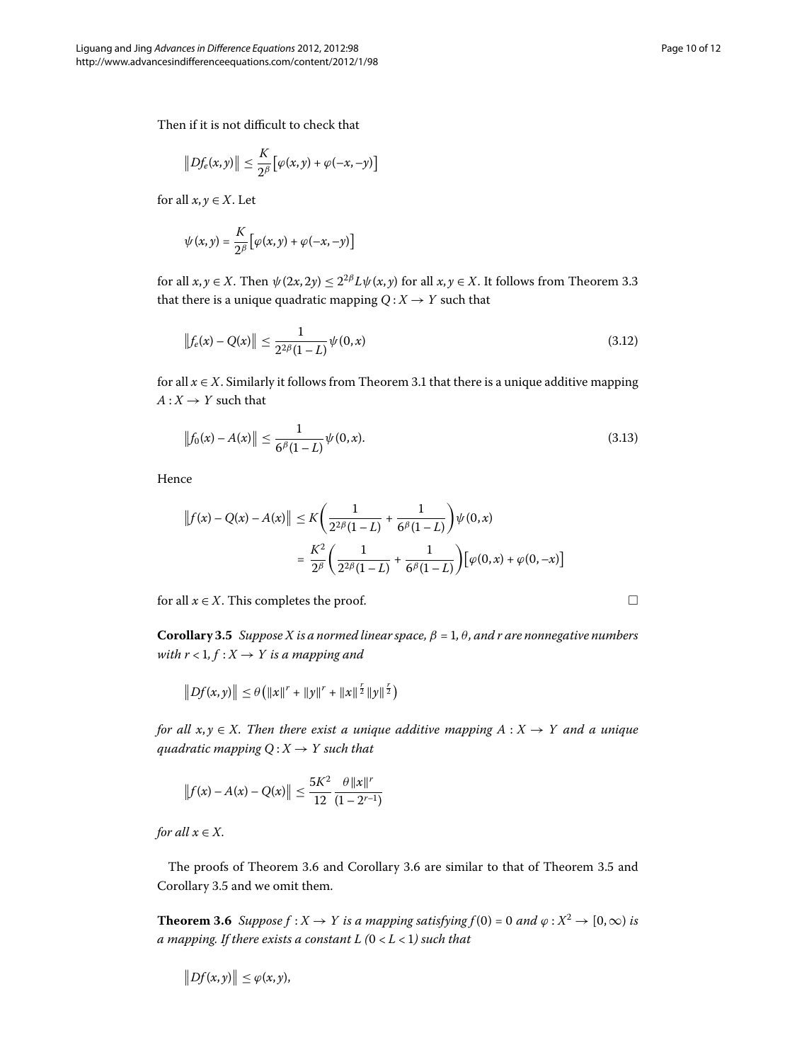Then if it is not difficult to check that

$$\|Df_e(x,y)\| \leq \frac{K}{2^\beta}\left[\varphi(x,y) + \varphi(-x,-y)\right]$$

for all $x, y \in X$. Let

$$\psi(x,y) = \frac{K}{2^\beta}\left[\varphi(x,y) + \varphi(-x,-y)\right]$$

for all $x, y \in X$. Then $\psi(2x, 2y) \leq 2^{2\beta}L\psi(x,y)$ for all $x, y \in X$. It follows from Theorem 3.3 that there is a unique quadratic mapping $Q : X \to Y$ such that

$$\|f_e(x) - Q(x)\| \leq \frac{1}{2^{2\beta}(1-L)}\psi(0,x) \tag{3.12}$$

for all $x \in X$. Similarly it follows from Theorem 3.1 that there is a unique additive mapping $A : X \to Y$ such that

$$\|f_0(x) - A(x)\| \leq \frac{1}{6^\beta(1-L)}\psi(0,x). \tag{3.13}$$

Hence

$$\begin{aligned}
\|f(x) - Q(x) - A(x)\| &\leq K\left(\frac{1}{2^{2\beta}(1-L)} + \frac{1}{6^\beta(1-L)}\right)\psi(0,x) \\
&= \frac{K^2}{2^\beta}\left(\frac{1}{2^{2\beta}(1-L)} + \frac{1}{6^\beta(1-L)}\right)\left[\varphi(0,x) + \varphi(0,-x)\right]
\end{aligned}$$

for all $x \in X$. This completes the proof. □

**Corollary 3.5** *Suppose $X$ is a normed linear space, $\beta = 1$, $\theta$, and $r$ are nonnegative numbers with $r < 1$, $f : X \to Y$ is a mapping and*

$$\|Df(x,y)\| \leq \theta\left(\|x\|^r + \|y\|^r + \|x\|^{\frac{r}{2}}\|y\|^{\frac{r}{2}}\right)$$

*for all $x, y \in X$. Then there exist a unique additive mapping $A : X \to Y$ and a unique quadratic mapping $Q : X \to Y$ such that*

$$\|f(x) - A(x) - Q(x)\| \leq \frac{5K^2}{12}\frac{\theta\|x\|^r}{(1-2^{r-1})}$$

*for all $x \in X$.*

The proofs of Theorem 3.6 and Corollary 3.6 are similar to that of Theorem 3.5 and Corollary 3.5 and we omit them.

**Theorem 3.6** *Suppose $f : X \to Y$ is a mapping satisfying $f(0) = 0$ and $\varphi : X^2 \to [0,\infty)$ is a mapping. If there exists a constant $L$ ($0 < L < 1$) such that*

$$\|Df(x,y)\| \leq \varphi(x,y),$$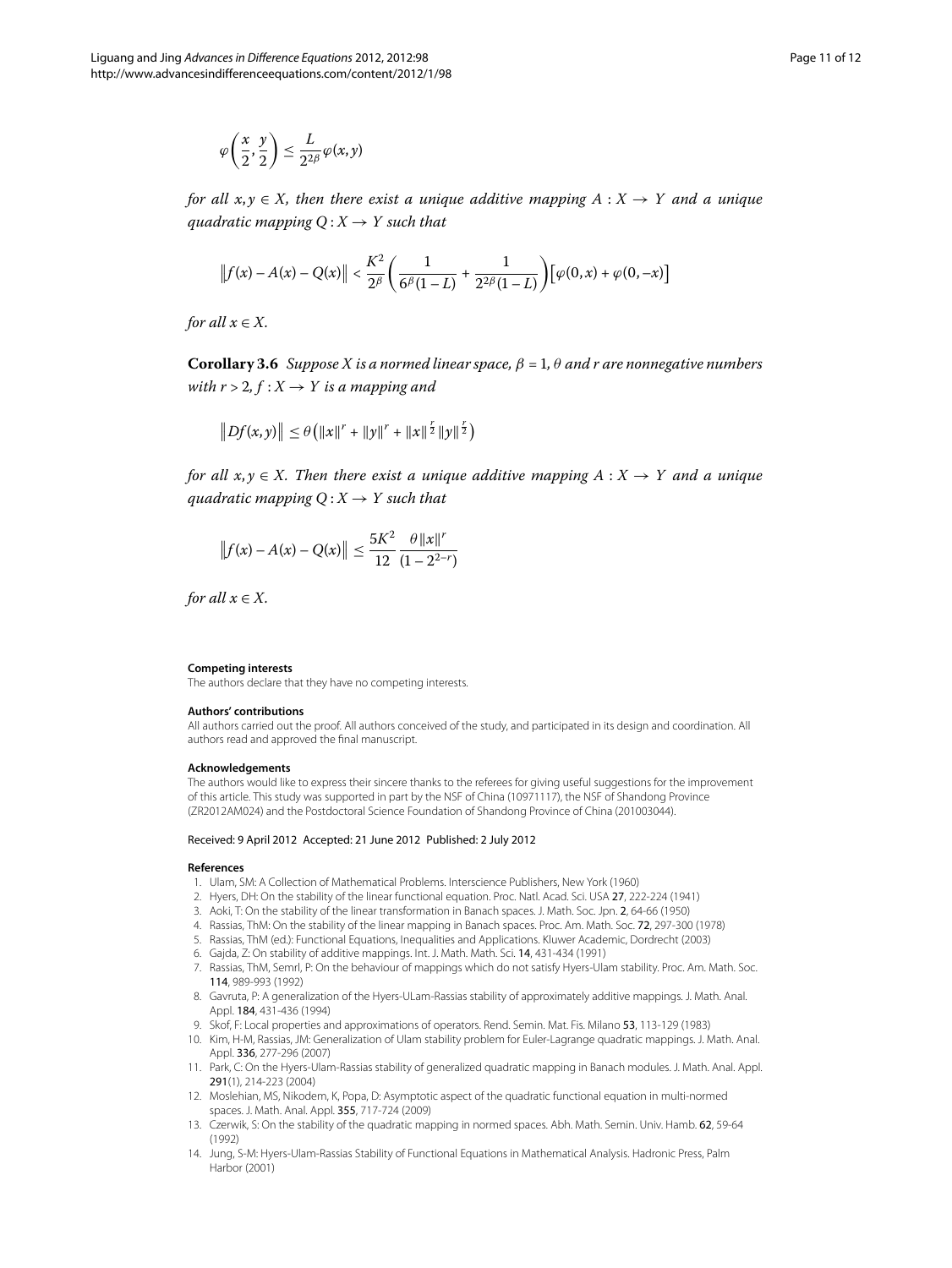$$\varphi\left(\frac{x}{2}, \frac{y}{2}\right) \leq \frac{L}{2^{2\beta}} \varphi(x, y)$$

*for all $x, y \in X$, then there exist a unique additive mapping $A : X \to Y$ and a unique quadratic mapping $Q : X \to Y$ such that*

$$\left\| f(x) - A(x) - Q(x) \right\| < \frac{K^2}{2^\beta} \left( \frac{1}{6^\beta (1-L)} + \frac{1}{2^{2\beta}(1-L)} \right) \left[ \varphi(0, x) + \varphi(0, -x) \right]$$

*for all $x \in X$.*

**Corollary 3.6** *Suppose $X$ is a normed linear space, $\beta = 1$, $\theta$ and $r$ are nonnegative numbers with $r > 2$, $f : X \to Y$ is a mapping and*

$$\left\| Df(x, y) \right\| \leq \theta \left( \|x\|^r + \|y\|^r + \|x\|^{\frac{r}{2}} \|y\|^{\frac{r}{2}} \right)$$

*for all $x, y \in X$. Then there exist a unique additive mapping $A : X \to Y$ and a unique quadratic mapping $Q : X \to Y$ such that*

$$\left\| f(x) - A(x) - Q(x) \right\| \leq \frac{5K^2}{12} \frac{\theta \|x\|^r}{(1 - 2^{2-r})}$$

*for all $x \in X$.*

#### Competing interests

The authors declare that they have no competing interests.

#### Authors' contributions

All authors carried out the proof. All authors conceived of the study, and participated in its design and coordination. All authors read and approved the final manuscript.

#### Acknowledgements

The authors would like to express their sincere thanks to the referees for giving useful suggestions for the improvement of this article. This study was supported in part by the NSF of China (10971117), the NSF of Shandong Province (ZR2012AM024) and the Postdoctoral Science Foundation of Shandong Province of China (201003044).

Received: 9 April 2012 Accepted: 21 June 2012 Published: 2 July 2012

#### References

1. Ulam, SM: A Collection of Mathematical Problems. Interscience Publishers, New York (1960)
2. Hyers, DH: On the stability of the linear functional equation. Proc. Natl. Acad. Sci. USA **27**, 222-224 (1941)
3. Aoki, T: On the stability of the linear transformation in Banach spaces. J. Math. Soc. Jpn. **2**, 64-66 (1950)
4. Rassias, ThM: On the stability of the linear mapping in Banach spaces. Proc. Am. Math. Soc. **72**, 297-300 (1978)
5. Rassias, ThM (ed.): Functional Equations, Inequalities and Applications. Kluwer Academic, Dordrecht (2003)
6. Gajda, Z: On stability of additive mappings. Int. J. Math. Math. Sci. **14**, 431-434 (1991)
7. Rassias, ThM, Semrl, P: On the behaviour of mappings which do not satisfy Hyers-Ulam stability. Proc. Am. Math. Soc. **114**, 989-993 (1992)
8. Gavruta, P: A generalization of the Hyers-ULam-Rassias stability of approximately additive mappings. J. Math. Anal. Appl. **184**, 431-436 (1994)
9. Skof, F: Local properties and approximations of operators. Rend. Semin. Mat. Fis. Milano **53**, 113-129 (1983)
10. Kim, H-M, Rassias, JM: Generalization of Ulam stability problem for Euler-Lagrange quadratic mappings. J. Math. Anal. Appl. **336**, 277-296 (2007)
11. Park, C: On the Hyers-Ulam-Rassias stability of generalized quadratic mapping in Banach modules. J. Math. Anal. Appl. **291**(1), 214-223 (2004)
12. Moslehian, MS, Nikodem, K, Popa, D: Asymptotic aspect of the quadratic functional equation in multi-normed spaces. J. Math. Anal. Appl. **355**, 717-724 (2009)
13. Czerwik, S: On the stability of the quadratic mapping in normed spaces. Abh. Math. Semin. Univ. Hamb. **62**, 59-64 (1992)
14. Jung, S-M: Hyers-Ulam-Rassias Stability of Functional Equations in Mathematical Analysis. Hadronic Press, Palm Harbor (2001)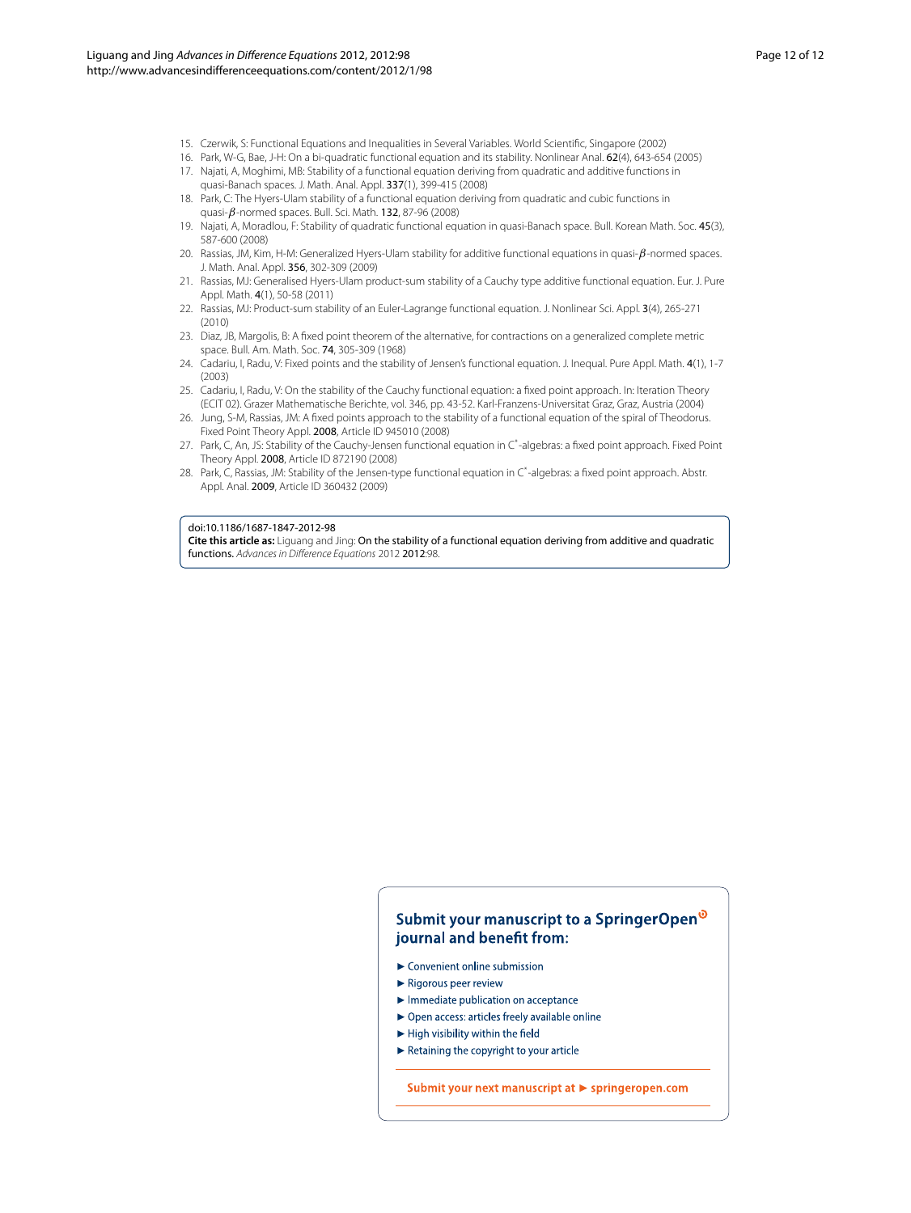15. Czerwik, S: Functional Equations and Inequalities in Several Variables. World Scientific, Singapore (2002)
16. Park, W-G, Bae, J-H: On a bi-quadratic functional equation and its stability. Nonlinear Anal. **62**(4), 643-654 (2005)
17. Najati, A, Moghimi, MB: Stability of a functional equation deriving from quadratic and additive functions in quasi-Banach spaces. J. Math. Anal. Appl. **337**(1), 399-415 (2008)
18. Park, C: The Hyers-Ulam stability of a functional equation deriving from quadratic and cubic functions in quasi-$\beta$-normed spaces. Bull. Sci. Math. **132**, 87-96 (2008)
19. Najati, A, Moradlou, F: Stability of quadratic functional equation in quasi-Banach space. Bull. Korean Math. Soc. **45**(3), 587-600 (2008)
20. Rassias, JM, Kim, H-M: Generalized Hyers-Ulam stability for additive functional equations in quasi-$\beta$-normed spaces. J. Math. Anal. Appl. **356**, 302-309 (2009)
21. Rassias, MJ: Generalised Hyers-Ulam product-sum stability of a Cauchy type additive functional equation. Eur. J. Pure Appl. Math. **4**(1), 50-58 (2011)
22. Rassias, MJ: Product-sum stability of an Euler-Lagrange functional equation. J. Nonlinear Sci. Appl. **3**(4), 265-271 (2010)
23. Diaz, JB, Margolis, B: A fixed point theorem of the alternative, for contractions on a generalized complete metric space. Bull. Am. Math. Soc. **74**, 305-309 (1968)
24. Cadariu, I, Radu, V: Fixed points and the stability of Jensen's functional equation. J. Inequal. Pure Appl. Math. **4**(1), 1-7 (2003)
25. Cadariu, I, Radu, V: On the stability of the Cauchy functional equation: a fixed point approach. In: Iteration Theory (ECIT 02). Grazer Mathematische Berichte, vol. 346, pp. 43-52. Karl-Franzens-Universitat Graz, Graz, Austria (2004)
26. Jung, S-M, Rassias, JM: A fixed points approach to the stability of a functional equation of the spiral of Theodorus. Fixed Point Theory Appl. **2008**, Article ID 945010 (2008)
27. Park, C, An, JS: Stability of the Cauchy-Jensen functional equation in $C^*$-algebras: a fixed point approach. Fixed Point Theory Appl. **2008**, Article ID 872190 (2008)
28. Park, C, Rassias, JM: Stability of the Jensen-type functional equation in $C^*$-algebras: a fixed point approach. Abstr. Appl. Anal. **2009**, Article ID 360432 (2009)

doi:10.1186/1687-1847-2012-98

**Cite this article as:** Liguang and Jing: On the stability of a functional equation deriving from additive and quadratic functions. *Advances in Difference Equations* 2012 **2012**:98.

**Submit your manuscript to a SpringerOpen journal and benefit from:**

- ► Convenient online submission
- ► Rigorous peer review
- ► Immediate publication on acceptance
- ► Open access: articles freely available online
- ► High visibility within the field
- ► Retaining the copyright to your article

**Submit your next manuscript at ► springeropen.com**